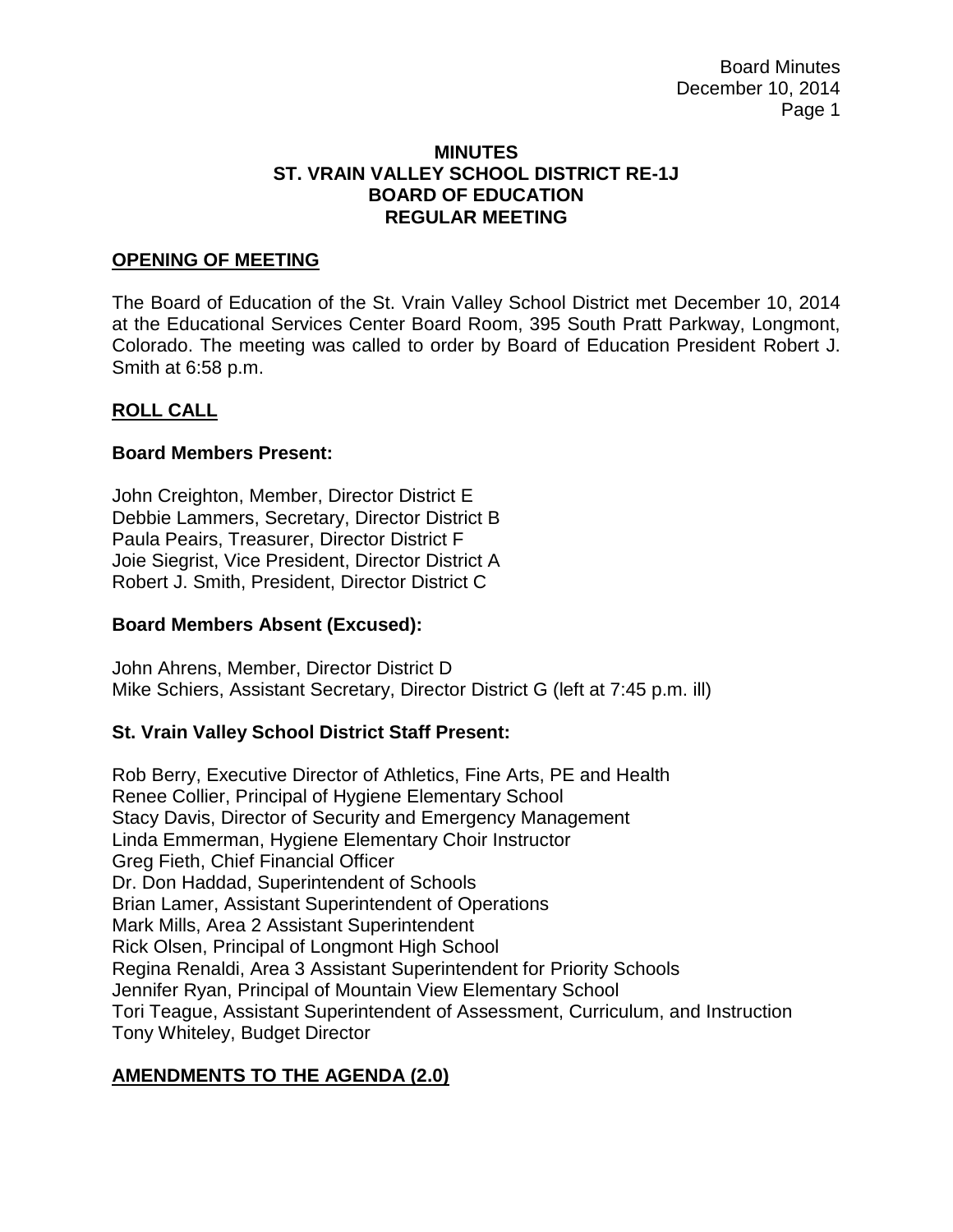**MINUTES**
**ST. VRAIN VALLEY SCHOOL DISTRICT RE-1J**
**BOARD OF EDUCATION**
**REGULAR MEETING**

## OPENING OF MEETING

The Board of Education of the St. Vrain Valley School District met December 10, 2014 at the Educational Services Center Board Room, 395 South Pratt Parkway, Longmont, Colorado. The meeting was called to order by Board of Education President Robert J. Smith at 6:58 p.m.

## ROLL CALL

**Board Members Present:**

John Creighton, Member, Director District E
Debbie Lammers, Secretary, Director District B
Paula Peairs, Treasurer, Director District F
Joie Siegrist, Vice President, Director District A
Robert J. Smith, President, Director District C

**Board Members Absent (Excused):**

John Ahrens, Member, Director District D
Mike Schiers, Assistant Secretary, Director District G (left at 7:45 p.m. ill)

**St. Vrain Valley School District Staff Present:**

Rob Berry, Executive Director of Athletics, Fine Arts, PE and Health
Renee Collier, Principal of Hygiene Elementary School
Stacy Davis, Director of Security and Emergency Management
Linda Emmerman, Hygiene Elementary Choir Instructor
Greg Fieth, Chief Financial Officer
Dr. Don Haddad, Superintendent of Schools
Brian Lamer, Assistant Superintendent of Operations
Mark Mills, Area 2 Assistant Superintendent
Rick Olsen, Principal of Longmont High School
Regina Renaldi, Area 3 Assistant Superintendent for Priority Schools
Jennifer Ryan, Principal of Mountain View Elementary School
Tori Teague, Assistant Superintendent of Assessment, Curriculum, and Instruction
Tony Whiteley, Budget Director

## AMENDMENTS TO THE AGENDA (2.0)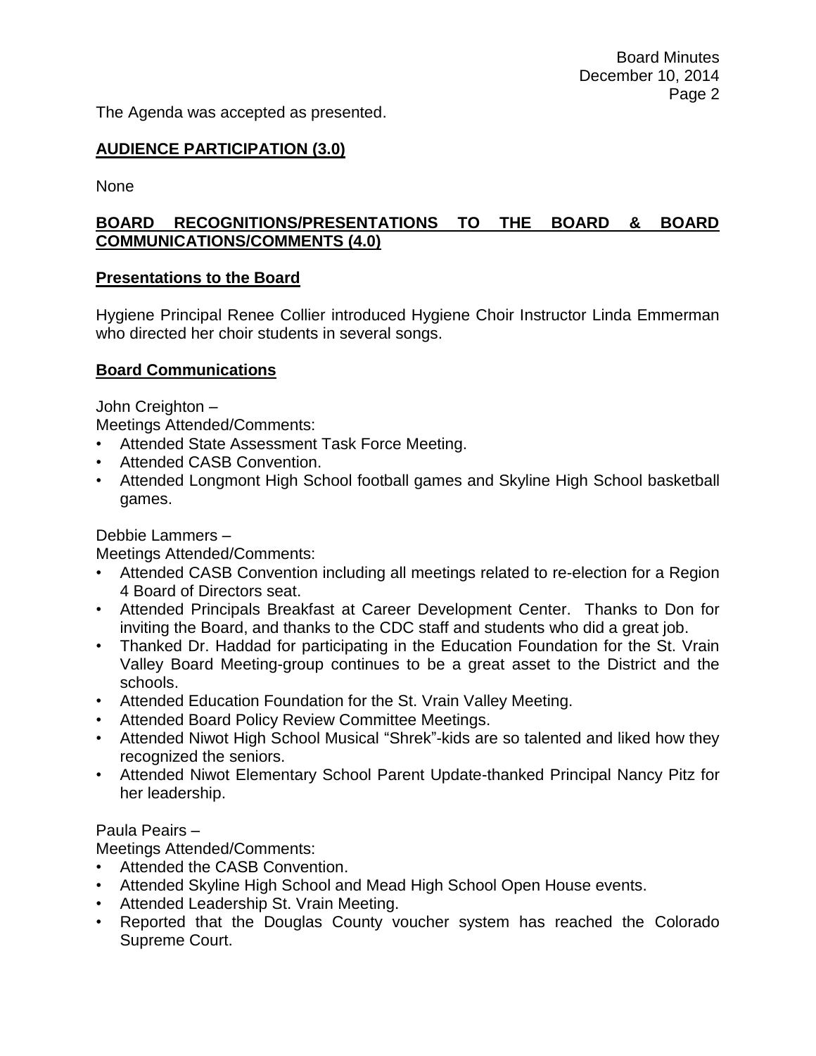The Agenda was accepted as presented.

**AUDIENCE PARTICIPATION (3.0)**

None

**BOARD RECOGNITIONS/PRESENTATIONS TO THE BOARD & BOARD COMMUNICATIONS/COMMENTS (4.0)**

**Presentations to the Board**

Hygiene Principal Renee Collier introduced Hygiene Choir Instructor Linda Emmerman who directed her choir students in several songs.

**Board Communications**

John Creighton –
Meetings Attended/Comments:

- Attended State Assessment Task Force Meeting.
- Attended CASB Convention.
- Attended Longmont High School football games and Skyline High School basketball games.

Debbie Lammers –
Meetings Attended/Comments:

- Attended CASB Convention including all meetings related to re-election for a Region 4 Board of Directors seat.
- Attended Principals Breakfast at Career Development Center. Thanks to Don for inviting the Board, and thanks to the CDC staff and students who did a great job.
- Thanked Dr. Haddad for participating in the Education Foundation for the St. Vrain Valley Board Meeting-group continues to be a great asset to the District and the schools.
- Attended Education Foundation for the St. Vrain Valley Meeting.
- Attended Board Policy Review Committee Meetings.
- Attended Niwot High School Musical "Shrek"-kids are so talented and liked how they recognized the seniors.
- Attended Niwot Elementary School Parent Update-thanked Principal Nancy Pitz for her leadership.

Paula Peairs –
Meetings Attended/Comments:

- Attended the CASB Convention.
- Attended Skyline High School and Mead High School Open House events.
- Attended Leadership St. Vrain Meeting.
- Reported that the Douglas County voucher system has reached the Colorado Supreme Court.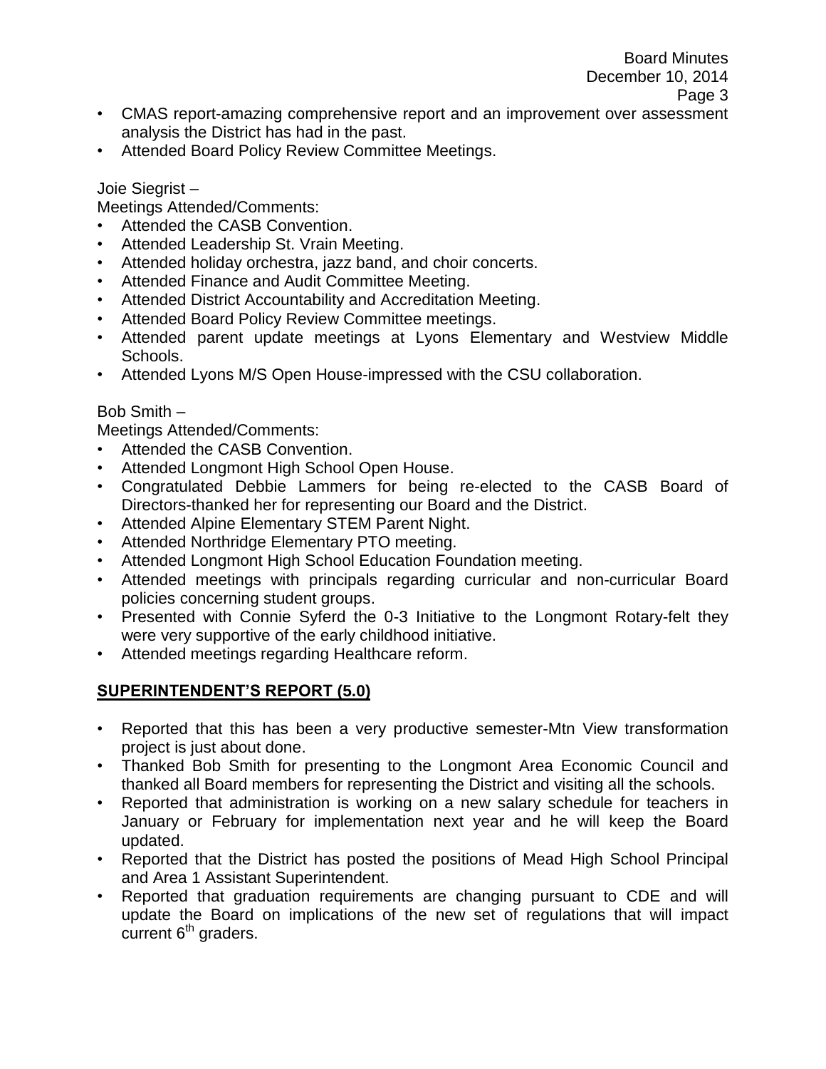- CMAS report-amazing comprehensive report and an improvement over assessment analysis the District has had in the past.
- Attended Board Policy Review Committee Meetings.

Joie Siegrist –

Meetings Attended/Comments:

- Attended the CASB Convention.
- Attended Leadership St. Vrain Meeting.
- Attended holiday orchestra, jazz band, and choir concerts.
- Attended Finance and Audit Committee Meeting.
- Attended District Accountability and Accreditation Meeting.
- Attended Board Policy Review Committee meetings.
- Attended parent update meetings at Lyons Elementary and Westview Middle Schools.
- Attended Lyons M/S Open House-impressed with the CSU collaboration.

Bob Smith –

Meetings Attended/Comments:

- Attended the CASB Convention.
- Attended Longmont High School Open House.
- Congratulated Debbie Lammers for being re-elected to the CASB Board of Directors-thanked her for representing our Board and the District.
- Attended Alpine Elementary STEM Parent Night.
- Attended Northridge Elementary PTO meeting.
- Attended Longmont High School Education Foundation meeting.
- Attended meetings with principals regarding curricular and non-curricular Board policies concerning student groups.
- Presented with Connie Syferd the 0-3 Initiative to the Longmont Rotary-felt they were very supportive of the early childhood initiative.
- Attended meetings regarding Healthcare reform.

## SUPERINTENDENT'S REPORT (5.0)

- Reported that this has been a very productive semester-Mtn View transformation project is just about done.
- Thanked Bob Smith for presenting to the Longmont Area Economic Council and thanked all Board members for representing the District and visiting all the schools.
- Reported that administration is working on a new salary schedule for teachers in January or February for implementation next year and he will keep the Board updated.
- Reported that the District has posted the positions of Mead High School Principal and Area 1 Assistant Superintendent.
- Reported that graduation requirements are changing pursuant to CDE and will update the Board on implications of the new set of regulations that will impact current 6th graders.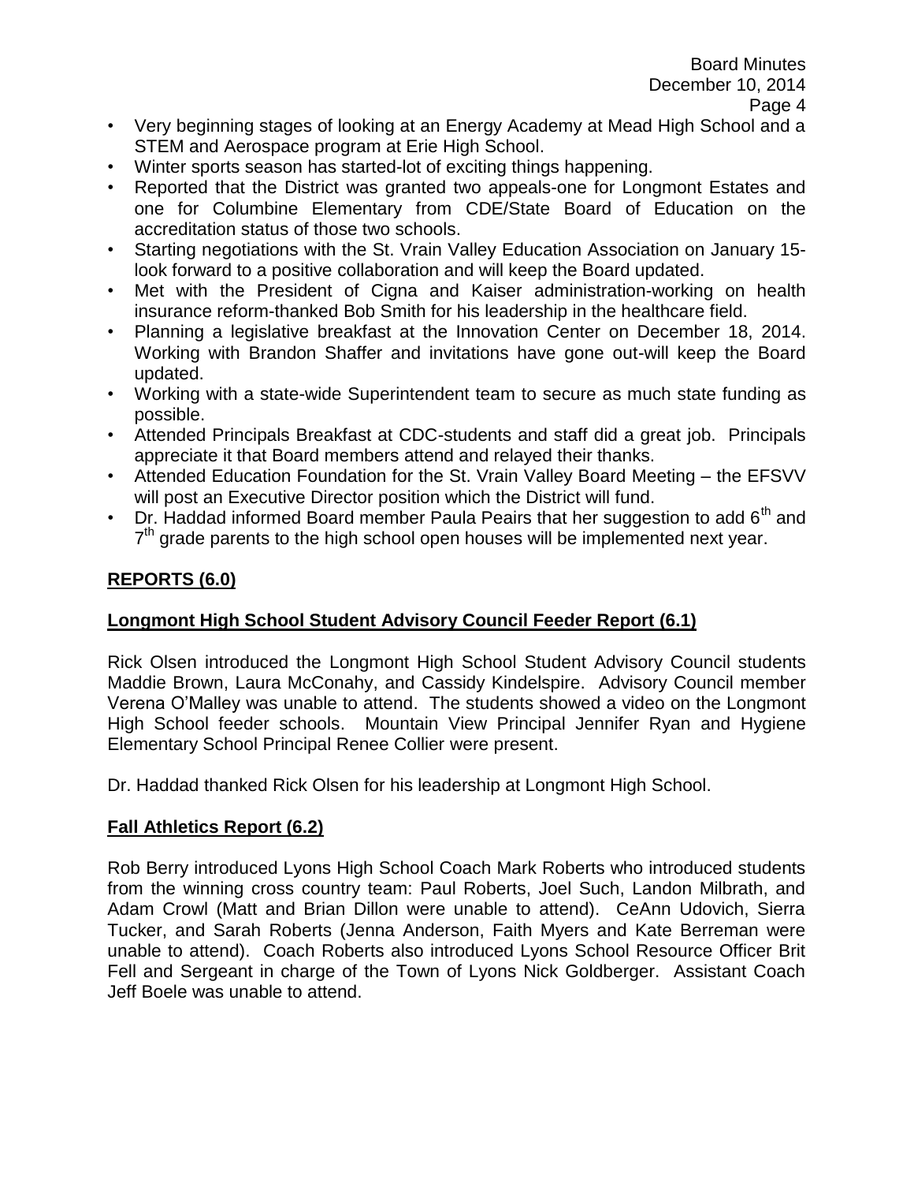- Very beginning stages of looking at an Energy Academy at Mead High School and a STEM and Aerospace program at Erie High School.
- Winter sports season has started-lot of exciting things happening.
- Reported that the District was granted two appeals-one for Longmont Estates and one for Columbine Elementary from CDE/State Board of Education on the accreditation status of those two schools.
- Starting negotiations with the St. Vrain Valley Education Association on January 15-look forward to a positive collaboration and will keep the Board updated.
- Met with the President of Cigna and Kaiser administration-working on health insurance reform-thanked Bob Smith for his leadership in the healthcare field.
- Planning a legislative breakfast at the Innovation Center on December 18, 2014. Working with Brandon Shaffer and invitations have gone out-will keep the Board updated.
- Working with a state-wide Superintendent team to secure as much state funding as possible.
- Attended Principals Breakfast at CDC-students and staff did a great job. Principals appreciate it that Board members attend and relayed their thanks.
- Attended Education Foundation for the St. Vrain Valley Board Meeting – the EFSVV will post an Executive Director position which the District will fund.
- Dr. Haddad informed Board member Paula Peairs that her suggestion to add 6th and 7th grade parents to the high school open houses will be implemented next year.

## REPORTS (6.0)

### Longmont High School Student Advisory Council Feeder Report (6.1)

Rick Olsen introduced the Longmont High School Student Advisory Council students Maddie Brown, Laura McConahy, and Cassidy Kindelspire. Advisory Council member Verena O'Malley was unable to attend. The students showed a video on the Longmont High School feeder schools. Mountain View Principal Jennifer Ryan and Hygiene Elementary School Principal Renee Collier were present.

Dr. Haddad thanked Rick Olsen for his leadership at Longmont High School.

### Fall Athletics Report (6.2)

Rob Berry introduced Lyons High School Coach Mark Roberts who introduced students from the winning cross country team: Paul Roberts, Joel Such, Landon Milbrath, and Adam Crowl (Matt and Brian Dillon were unable to attend). CeAnn Udovich, Sierra Tucker, and Sarah Roberts (Jenna Anderson, Faith Myers and Kate Berreman were unable to attend). Coach Roberts also introduced Lyons School Resource Officer Brit Fell and Sergeant in charge of the Town of Lyons Nick Goldberger. Assistant Coach Jeff Boele was unable to attend.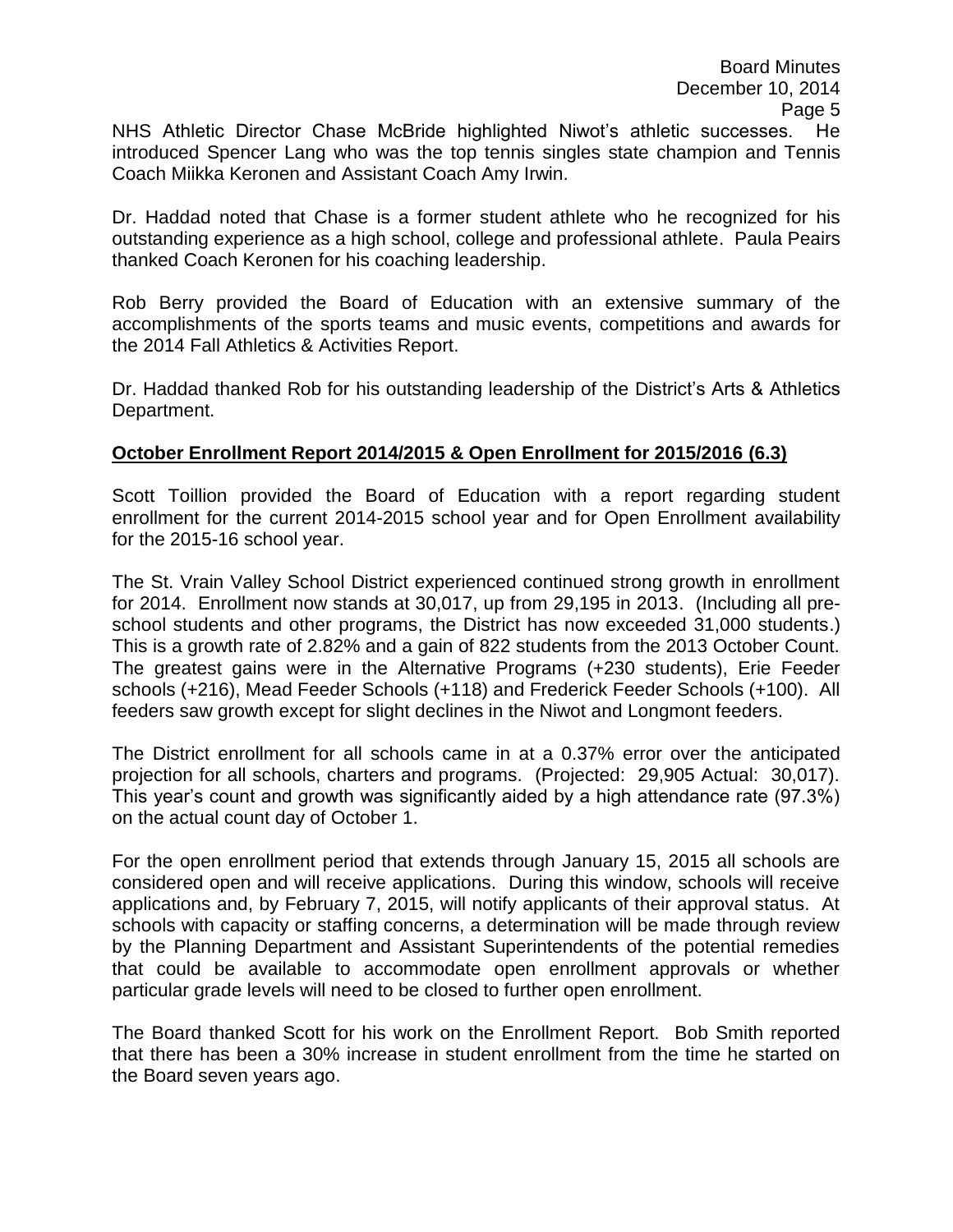NHS Athletic Director Chase McBride highlighted Niwot's athletic successes. He introduced Spencer Lang who was the top tennis singles state champion and Tennis Coach Miikka Keronen and Assistant Coach Amy Irwin.

Dr. Haddad noted that Chase is a former student athlete who he recognized for his outstanding experience as a high school, college and professional athlete. Paula Peairs thanked Coach Keronen for his coaching leadership.

Rob Berry provided the Board of Education with an extensive summary of the accomplishments of the sports teams and music events, competitions and awards for the 2014 Fall Athletics & Activities Report.

Dr. Haddad thanked Rob for his outstanding leadership of the District's Arts & Athletics Department.

**October Enrollment Report 2014/2015 & Open Enrollment for 2015/2016 (6.3)**

Scott Toillion provided the Board of Education with a report regarding student enrollment for the current 2014-2015 school year and for Open Enrollment availability for the 2015-16 school year.

The St. Vrain Valley School District experienced continued strong growth in enrollment for 2014. Enrollment now stands at 30,017, up from 29,195 in 2013. (Including all pre-school students and other programs, the District has now exceeded 31,000 students.) This is a growth rate of 2.82% and a gain of 822 students from the 2013 October Count. The greatest gains were in the Alternative Programs (+230 students), Erie Feeder schools (+216), Mead Feeder Schools (+118) and Frederick Feeder Schools (+100). All feeders saw growth except for slight declines in the Niwot and Longmont feeders.

The District enrollment for all schools came in at a 0.37% error over the anticipated projection for all schools, charters and programs. (Projected: 29,905 Actual: 30,017). This year's count and growth was significantly aided by a high attendance rate (97.3%) on the actual count day of October 1.

For the open enrollment period that extends through January 15, 2015 all schools are considered open and will receive applications. During this window, schools will receive applications and, by February 7, 2015, will notify applicants of their approval status. At schools with capacity or staffing concerns, a determination will be made through review by the Planning Department and Assistant Superintendents of the potential remedies that could be available to accommodate open enrollment approvals or whether particular grade levels will need to be closed to further open enrollment.

The Board thanked Scott for his work on the Enrollment Report. Bob Smith reported that there has been a 30% increase in student enrollment from the time he started on the Board seven years ago.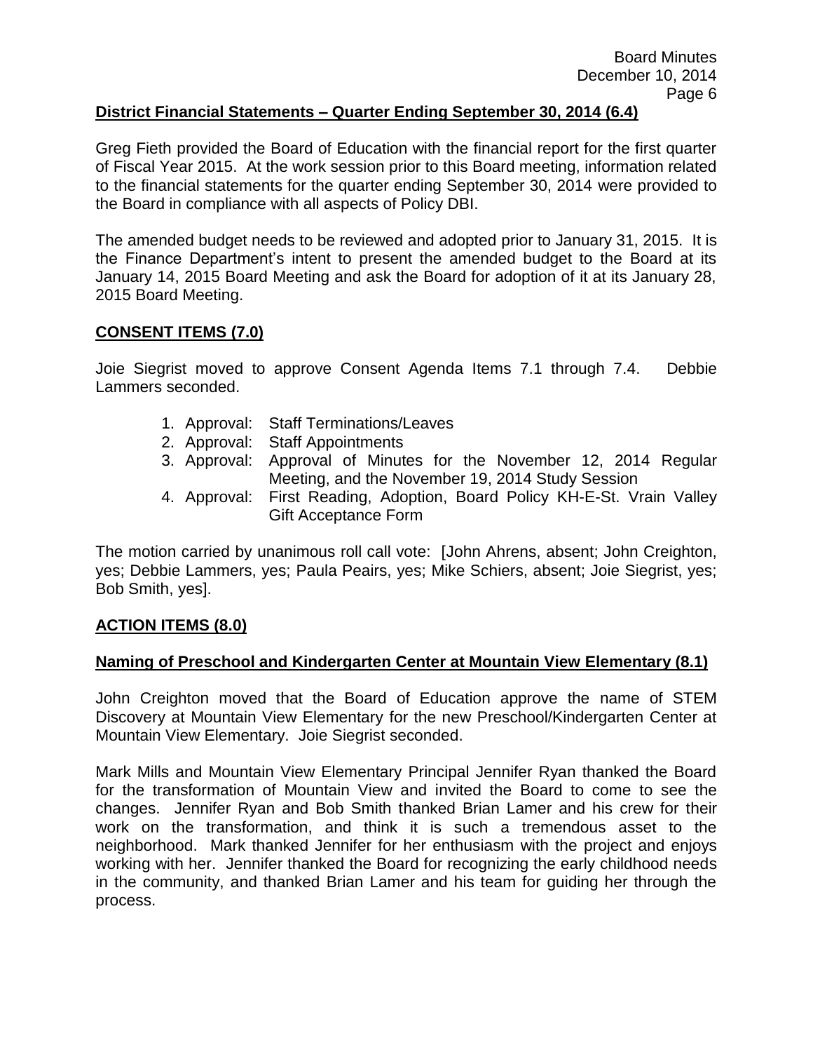**District Financial Statements – Quarter Ending September 30, 2014 (6.4)**

Greg Fieth provided the Board of Education with the financial report for the first quarter of Fiscal Year 2015. At the work session prior to this Board meeting, information related to the financial statements for the quarter ending September 30, 2014 were provided to the Board in compliance with all aspects of Policy DBI.

The amended budget needs to be reviewed and adopted prior to January 31, 2015. It is the Finance Department's intent to present the amended budget to the Board at its January 14, 2015 Board Meeting and ask the Board for adoption of it at its January 28, 2015 Board Meeting.

**CONSENT ITEMS (7.0)**

Joie Siegrist moved to approve Consent Agenda Items 7.1 through 7.4. Debbie Lammers seconded.

1. Approval: Staff Terminations/Leaves
2. Approval: Staff Appointments
3. Approval: Approval of Minutes for the November 12, 2014 Regular Meeting, and the November 19, 2014 Study Session
4. Approval: First Reading, Adoption, Board Policy KH-E-St. Vrain Valley Gift Acceptance Form

The motion carried by unanimous roll call vote: [John Ahrens, absent; John Creighton, yes; Debbie Lammers, yes; Paula Peairs, yes; Mike Schiers, absent; Joie Siegrist, yes; Bob Smith, yes].

**ACTION ITEMS (8.0)**

**Naming of Preschool and Kindergarten Center at Mountain View Elementary (8.1)**

John Creighton moved that the Board of Education approve the name of STEM Discovery at Mountain View Elementary for the new Preschool/Kindergarten Center at Mountain View Elementary. Joie Siegrist seconded.

Mark Mills and Mountain View Elementary Principal Jennifer Ryan thanked the Board for the transformation of Mountain View and invited the Board to come to see the changes. Jennifer Ryan and Bob Smith thanked Brian Lamer and his crew for their work on the transformation, and think it is such a tremendous asset to the neighborhood. Mark thanked Jennifer for her enthusiasm with the project and enjoys working with her. Jennifer thanked the Board for recognizing the early childhood needs in the community, and thanked Brian Lamer and his team for guiding her through the process.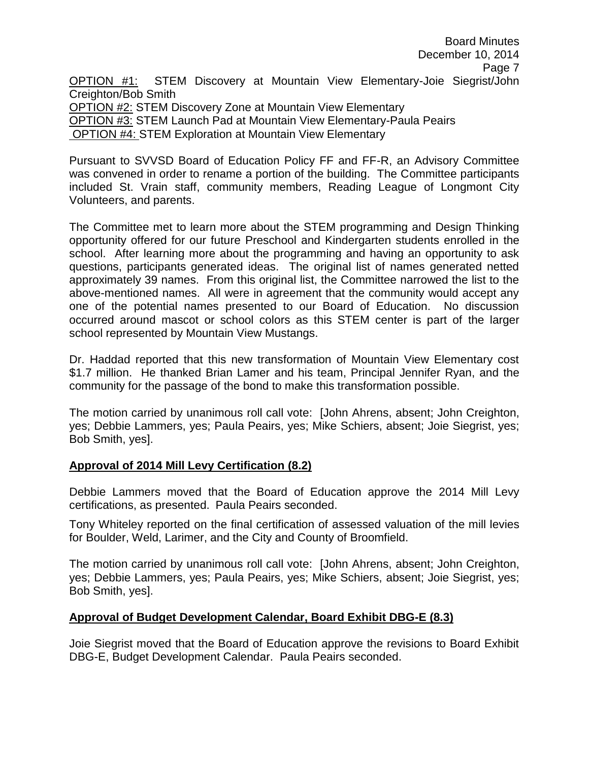OPTION #1: STEM Discovery at Mountain View Elementary-Joie Siegrist/John Creighton/Bob Smith
OPTION #2: STEM Discovery Zone at Mountain View Elementary
OPTION #3: STEM Launch Pad at Mountain View Elementary-Paula Peairs
OPTION #4: STEM Exploration at Mountain View Elementary

Pursuant to SVVSD Board of Education Policy FF and FF-R, an Advisory Committee was convened in order to rename a portion of the building. The Committee participants included St. Vrain staff, community members, Reading League of Longmont City Volunteers, and parents.

The Committee met to learn more about the STEM programming and Design Thinking opportunity offered for our future Preschool and Kindergarten students enrolled in the school. After learning more about the programming and having an opportunity to ask questions, participants generated ideas. The original list of names generated netted approximately 39 names. From this original list, the Committee narrowed the list to the above-mentioned names. All were in agreement that the community would accept any one of the potential names presented to our Board of Education. No discussion occurred around mascot or school colors as this STEM center is part of the larger school represented by Mountain View Mustangs.

Dr. Haddad reported that this new transformation of Mountain View Elementary cost $1.7 million. He thanked Brian Lamer and his team, Principal Jennifer Ryan, and the community for the passage of the bond to make this transformation possible.

The motion carried by unanimous roll call vote: [John Ahrens, absent; John Creighton, yes; Debbie Lammers, yes; Paula Peairs, yes; Mike Schiers, absent; Joie Siegrist, yes; Bob Smith, yes].

**Approval of 2014 Mill Levy Certification (8.2)**

Debbie Lammers moved that the Board of Education approve the 2014 Mill Levy certifications, as presented. Paula Peairs seconded.

Tony Whiteley reported on the final certification of assessed valuation of the mill levies for Boulder, Weld, Larimer, and the City and County of Broomfield.

The motion carried by unanimous roll call vote: [John Ahrens, absent; John Creighton, yes; Debbie Lammers, yes; Paula Peairs, yes; Mike Schiers, absent; Joie Siegrist, yes; Bob Smith, yes].

**Approval of Budget Development Calendar, Board Exhibit DBG-E (8.3)**

Joie Siegrist moved that the Board of Education approve the revisions to Board Exhibit DBG-E, Budget Development Calendar. Paula Peairs seconded.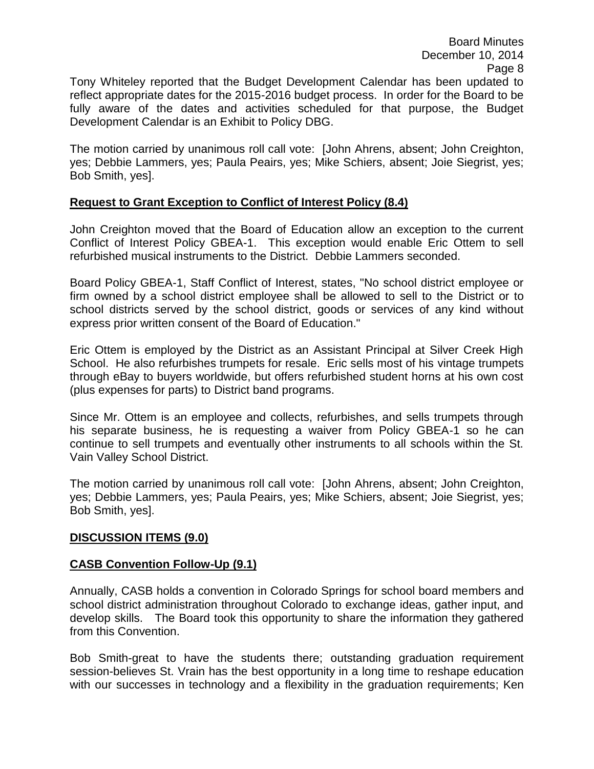Tony Whiteley reported that the Budget Development Calendar has been updated to reflect appropriate dates for the 2015-2016 budget process. In order for the Board to be fully aware of the dates and activities scheduled for that purpose, the Budget Development Calendar is an Exhibit to Policy DBG.

The motion carried by unanimous roll call vote: [John Ahrens, absent; John Creighton, yes; Debbie Lammers, yes; Paula Peairs, yes; Mike Schiers, absent; Joie Siegrist, yes; Bob Smith, yes].

**Request to Grant Exception to Conflict of Interest Policy (8.4)**

John Creighton moved that the Board of Education allow an exception to the current Conflict of Interest Policy GBEA-1. This exception would enable Eric Ottem to sell refurbished musical instruments to the District. Debbie Lammers seconded.

Board Policy GBEA-1, Staff Conflict of Interest, states, "No school district employee or firm owned by a school district employee shall be allowed to sell to the District or to school districts served by the school district, goods or services of any kind without express prior written consent of the Board of Education."

Eric Ottem is employed by the District as an Assistant Principal at Silver Creek High School. He also refurbishes trumpets for resale. Eric sells most of his vintage trumpets through eBay to buyers worldwide, but offers refurbished student horns at his own cost (plus expenses for parts) to District band programs.

Since Mr. Ottem is an employee and collects, refurbishes, and sells trumpets through his separate business, he is requesting a waiver from Policy GBEA-1 so he can continue to sell trumpets and eventually other instruments to all schools within the St. Vain Valley School District.

The motion carried by unanimous roll call vote: [John Ahrens, absent; John Creighton, yes; Debbie Lammers, yes; Paula Peairs, yes; Mike Schiers, absent; Joie Siegrist, yes; Bob Smith, yes].

**DISCUSSION ITEMS (9.0)**

**CASB Convention Follow-Up (9.1)**

Annually, CASB holds a convention in Colorado Springs for school board members and school district administration throughout Colorado to exchange ideas, gather input, and develop skills. The Board took this opportunity to share the information they gathered from this Convention.

Bob Smith-great to have the students there; outstanding graduation requirement session-believes St. Vrain has the best opportunity in a long time to reshape education with our successes in technology and a flexibility in the graduation requirements; Ken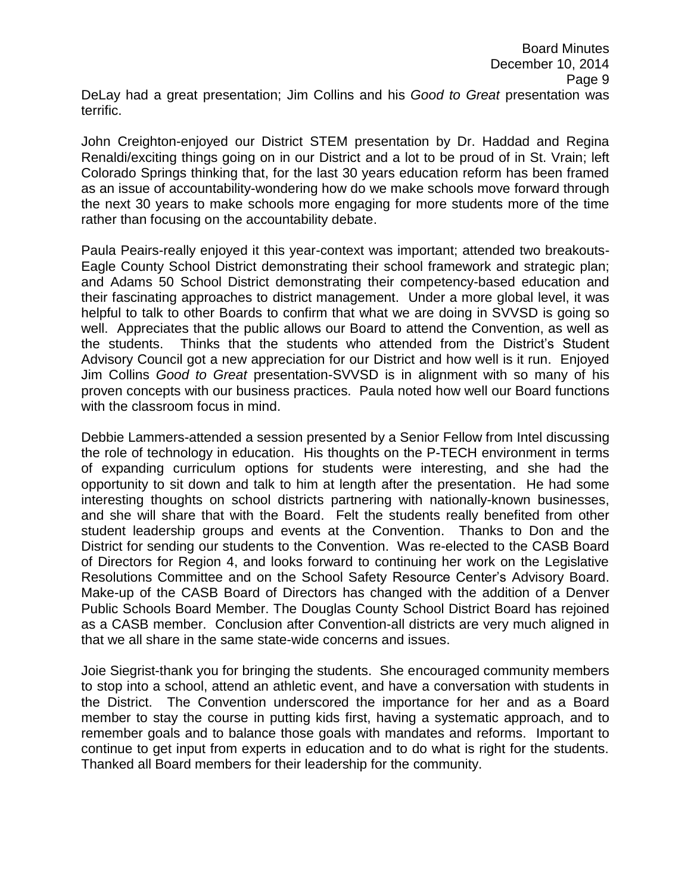DeLay had a great presentation; Jim Collins and his *Good to Great* presentation was terrific.

John Creighton-enjoyed our District STEM presentation by Dr. Haddad and Regina Renaldi/exciting things going on in our District and a lot to be proud of in St. Vrain; left Colorado Springs thinking that, for the last 30 years education reform has been framed as an issue of accountability-wondering how do we make schools move forward through the next 30 years to make schools more engaging for more students more of the time rather than focusing on the accountability debate.

Paula Peairs-really enjoyed it this year-context was important; attended two breakouts-Eagle County School District demonstrating their school framework and strategic plan; and Adams 50 School District demonstrating their competency-based education and their fascinating approaches to district management. Under a more global level, it was helpful to talk to other Boards to confirm that what we are doing in SVVSD is going so well. Appreciates that the public allows our Board to attend the Convention, as well as the students. Thinks that the students who attended from the District's Student Advisory Council got a new appreciation for our District and how well is it run. Enjoyed Jim Collins *Good to Great* presentation-SVVSD is in alignment with so many of his proven concepts with our business practices. Paula noted how well our Board functions with the classroom focus in mind.

Debbie Lammers-attended a session presented by a Senior Fellow from Intel discussing the role of technology in education. His thoughts on the P-TECH environment in terms of expanding curriculum options for students were interesting, and she had the opportunity to sit down and talk to him at length after the presentation. He had some interesting thoughts on school districts partnering with nationally-known businesses, and she will share that with the Board. Felt the students really benefited from other student leadership groups and events at the Convention. Thanks to Don and the District for sending our students to the Convention. Was re-elected to the CASB Board of Directors for Region 4, and looks forward to continuing her work on the Legislative Resolutions Committee and on the School Safety Resource Center's Advisory Board. Make-up of the CASB Board of Directors has changed with the addition of a Denver Public Schools Board Member. The Douglas County School District Board has rejoined as a CASB member. Conclusion after Convention-all districts are very much aligned in that we all share in the same state-wide concerns and issues.

Joie Siegrist-thank you for bringing the students. She encouraged community members to stop into a school, attend an athletic event, and have a conversation with students in the District. The Convention underscored the importance for her and as a Board member to stay the course in putting kids first, having a systematic approach, and to remember goals and to balance those goals with mandates and reforms. Important to continue to get input from experts in education and to do what is right for the students. Thanked all Board members for their leadership for the community.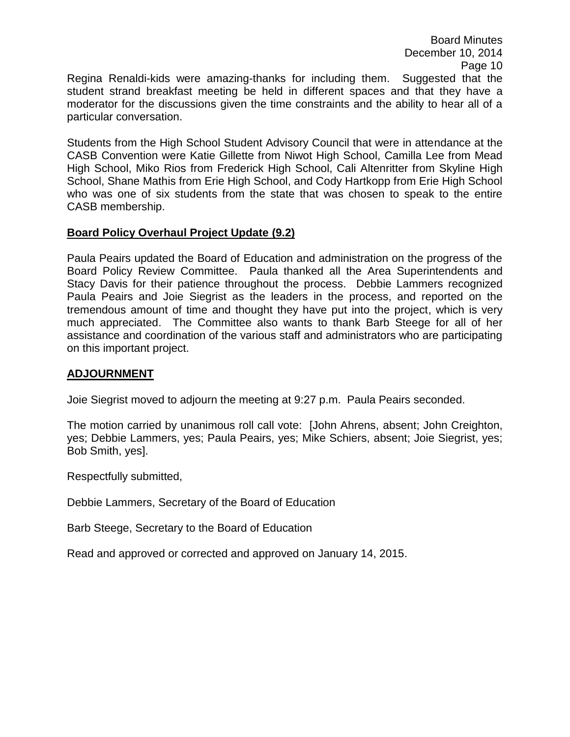Regina Renaldi-kids were amazing-thanks for including them. Suggested that the student strand breakfast meeting be held in different spaces and that they have a moderator for the discussions given the time constraints and the ability to hear all of a particular conversation.

Students from the High School Student Advisory Council that were in attendance at the CASB Convention were Katie Gillette from Niwot High School, Camilla Lee from Mead High School, Miko Rios from Frederick High School, Cali Altenritter from Skyline High School, Shane Mathis from Erie High School, and Cody Hartkopp from Erie High School who was one of six students from the state that was chosen to speak to the entire CASB membership.

**Board Policy Overhaul Project Update (9.2)**

Paula Peairs updated the Board of Education and administration on the progress of the Board Policy Review Committee. Paula thanked all the Area Superintendents and Stacy Davis for their patience throughout the process. Debbie Lammers recognized Paula Peairs and Joie Siegrist as the leaders in the process, and reported on the tremendous amount of time and thought they have put into the project, which is very much appreciated. The Committee also wants to thank Barb Steege for all of her assistance and coordination of the various staff and administrators who are participating on this important project.

**ADJOURNMENT**

Joie Siegrist moved to adjourn the meeting at 9:27 p.m. Paula Peairs seconded.

The motion carried by unanimous roll call vote: [John Ahrens, absent; John Creighton, yes; Debbie Lammers, yes; Paula Peairs, yes; Mike Schiers, absent; Joie Siegrist, yes; Bob Smith, yes].

Respectfully submitted,

Debbie Lammers, Secretary of the Board of Education

Barb Steege, Secretary to the Board of Education

Read and approved or corrected and approved on January 14, 2015.